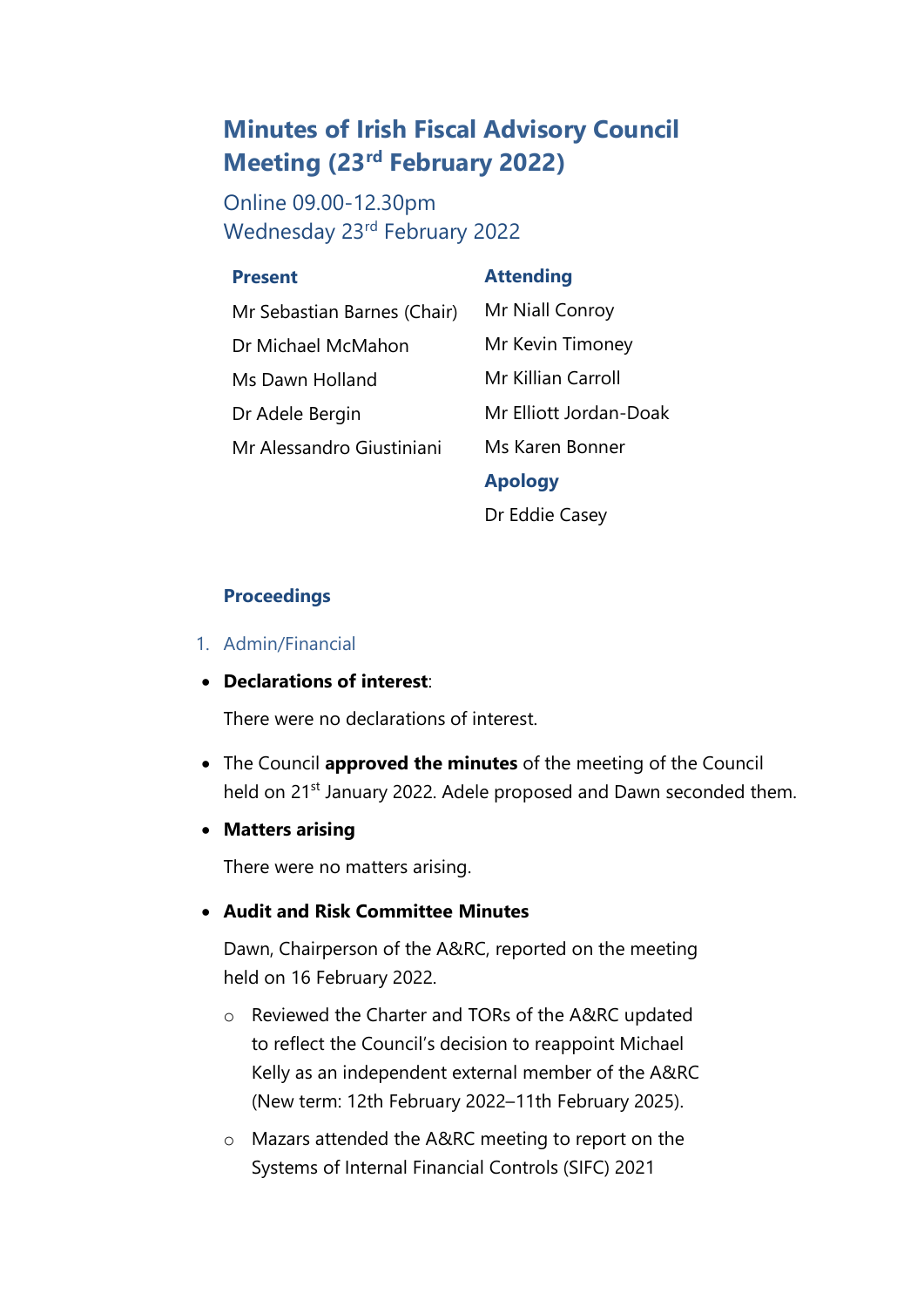# Minutes of Irish Fiscal Advisory Council Meeting (23rd February 2022)

Online 09.00-12.30pm
Wednesday 23rd February 2022

| Present | Attending |
|---|---|
| Mr Sebastian Barnes (Chair) | Mr Niall Conroy |
| Dr Michael McMahon | Mr Kevin Timoney |
| Ms Dawn Holland | Mr Killian Carroll |
| Dr Adele Bergin | Mr Elliott Jordan-Doak |
| Mr Alessandro Giustiniani | Ms Karen Bonner |
| | **Apology** |
| | Dr Eddie Casey |

## Proceedings

1. Admin/Financial

- **Declarations of interest**:

  There were no declarations of interest.

- The Council **approved the minutes** of the meeting of the Council held on 21st January 2022. Adele proposed and Dawn seconded them.

- **Matters arising**

  There were no matters arising.

- **Audit and Risk Committee Minutes**

  Dawn, Chairperson of the A&RC, reported on the meeting held on 16 February 2022.

  - Reviewed the Charter and TORs of the A&RC updated to reflect the Council's decision to reappoint Michael Kelly as an independent external member of the A&RC (New term: 12th February 2022–11th February 2025).
  - Mazars attended the A&RC meeting to report on the Systems of Internal Financial Controls (SIFC) 2021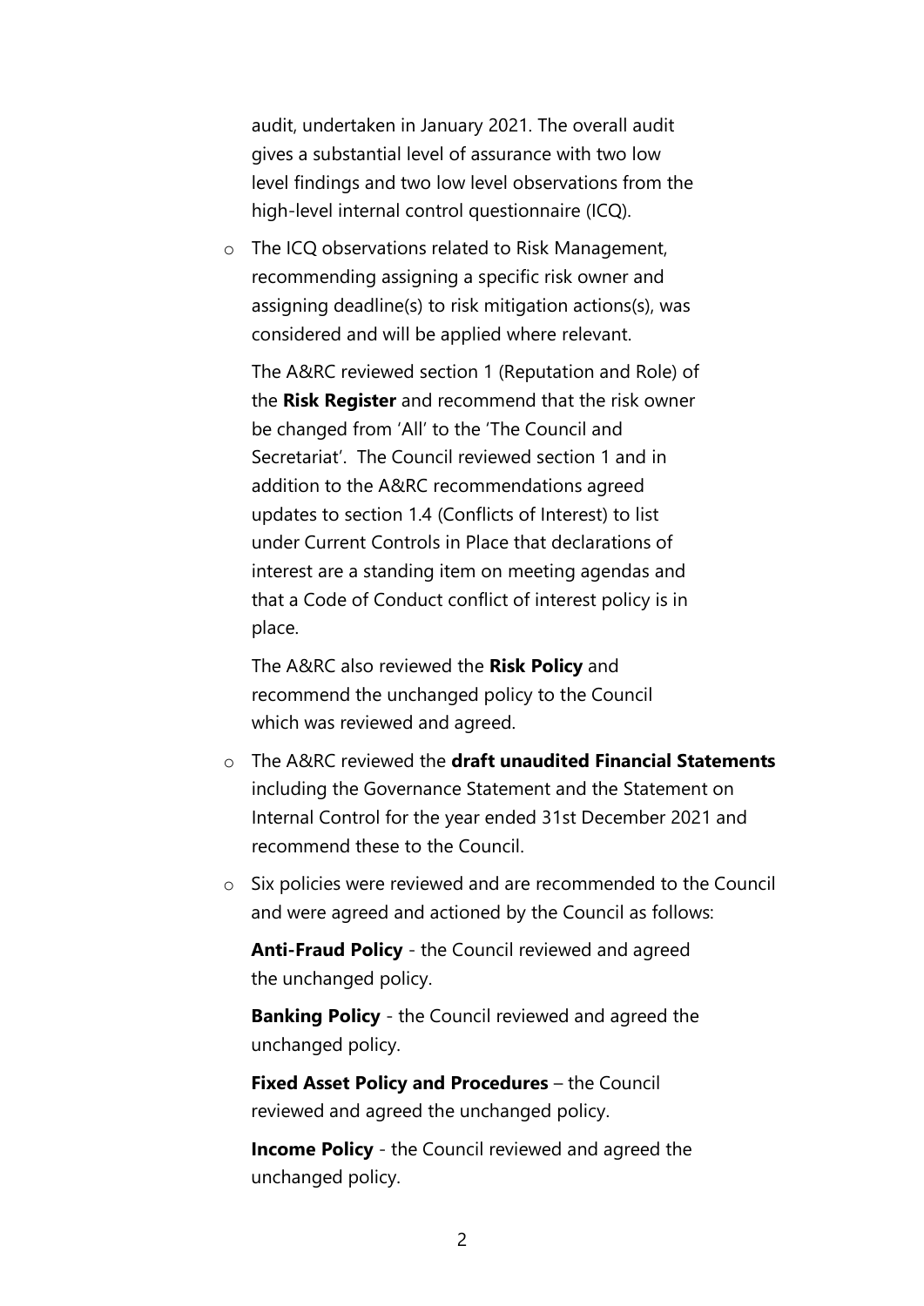audit, undertaken in January 2021. The overall audit gives a substantial level of assurance with two low level findings and two low level observations from the high-level internal control questionnaire (ICQ).

- The ICQ observations related to Risk Management, recommending assigning a specific risk owner and assigning deadline(s) to risk mitigation actions(s), was considered and will be applied where relevant.

  The A&RC reviewed section 1 (Reputation and Role) of the **Risk Register** and recommend that the risk owner be changed from 'All' to the 'The Council and Secretariat'. The Council reviewed section 1 and in addition to the A&RC recommendations agreed updates to section 1.4 (Conflicts of Interest) to list under Current Controls in Place that declarations of interest are a standing item on meeting agendas and that a Code of Conduct conflict of interest policy is in place.

  The A&RC also reviewed the **Risk Policy** and recommend the unchanged policy to the Council which was reviewed and agreed.

- The A&RC reviewed the **draft unaudited Financial Statements** including the Governance Statement and the Statement on Internal Control for the year ended 31st December 2021 and recommend these to the Council.

- Six policies were reviewed and are recommended to the Council and were agreed and actioned by the Council as follows:

  **Anti-Fraud Policy** - the Council reviewed and agreed the unchanged policy.

  **Banking Policy** - the Council reviewed and agreed the unchanged policy.

  **Fixed Asset Policy and Procedures** – the Council reviewed and agreed the unchanged policy.

  **Income Policy** - the Council reviewed and agreed the unchanged policy.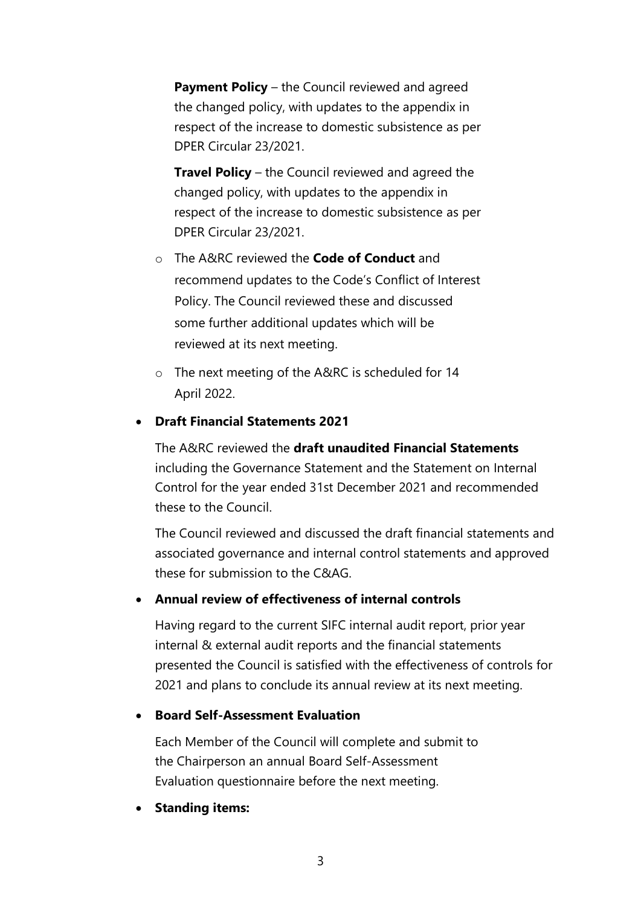**Payment Policy** – the Council reviewed and agreed the changed policy, with updates to the appendix in respect of the increase to domestic subsistence as per DPER Circular 23/2021.

**Travel Policy** – the Council reviewed and agreed the changed policy, with updates to the appendix in respect of the increase to domestic subsistence as per DPER Circular 23/2021.

- The A&RC reviewed the **Code of Conduct** and recommend updates to the Code's Conflict of Interest Policy. The Council reviewed these and discussed some further additional updates which will be reviewed at its next meeting.
- The next meeting of the A&RC is scheduled for 14 April 2022.

- **Draft Financial Statements 2021**

  The A&RC reviewed the **draft unaudited Financial Statements** including the Governance Statement and the Statement on Internal Control for the year ended 31st December 2021 and recommended these to the Council.

  The Council reviewed and discussed the draft financial statements and associated governance and internal control statements and approved these for submission to the C&AG.

- **Annual review of effectiveness of internal controls**

  Having regard to the current SIFC internal audit report, prior year internal & external audit reports and the financial statements presented the Council is satisfied with the effectiveness of controls for 2021 and plans to conclude its annual review at its next meeting.

- **Board Self-Assessment Evaluation**

  Each Member of the Council will complete and submit to the Chairperson an annual Board Self-Assessment Evaluation questionnaire before the next meeting.

- **Standing items:**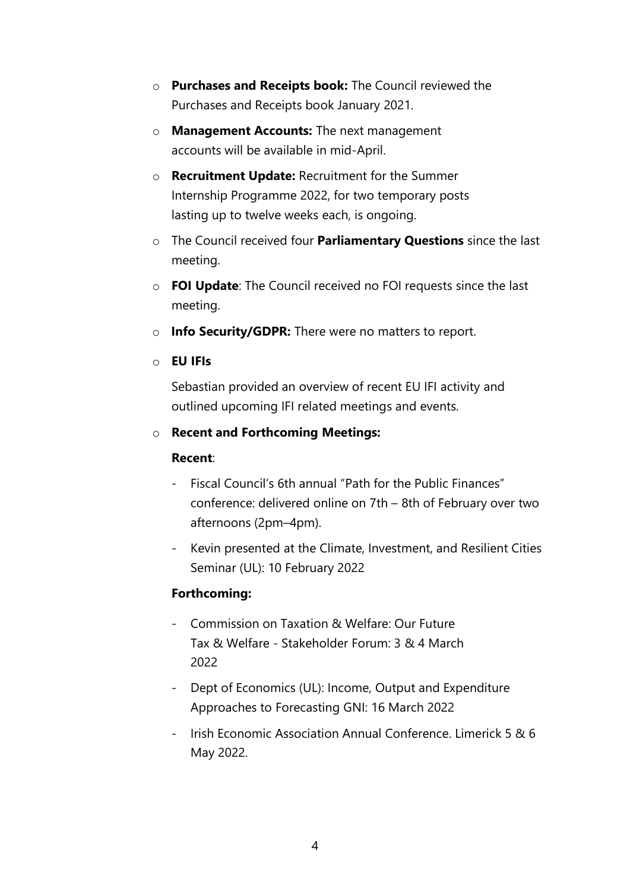- **Purchases and Receipts book:** The Council reviewed the Purchases and Receipts book January 2021.
- **Management Accounts:** The next management accounts will be available in mid-April.
- **Recruitment Update:** Recruitment for the Summer Internship Programme 2022, for two temporary posts lasting up to twelve weeks each, is ongoing.
- The Council received four **Parliamentary Questions** since the last meeting.
- **FOI Update**: The Council received no FOI requests since the last meeting.
- **Info Security/GDPR:** There were no matters to report.
- **EU IFIs**

  Sebastian provided an overview of recent EU IFI activity and outlined upcoming IFI related meetings and events.

- **Recent and Forthcoming Meetings:**

  **Recent**:

  - Fiscal Council's 6th annual "Path for the Public Finances" conference: delivered online on 7th – 8th of February over two afternoons (2pm–4pm).
  - Kevin presented at the Climate, Investment, and Resilient Cities Seminar (UL): 10 February 2022

  **Forthcoming:**

  - Commission on Taxation & Welfare: Our Future Tax & Welfare - Stakeholder Forum: 3 & 4 March 2022
  - Dept of Economics (UL): Income, Output and Expenditure Approaches to Forecasting GNI: 16 March 2022
  - Irish Economic Association Annual Conference. Limerick 5 & 6 May 2022.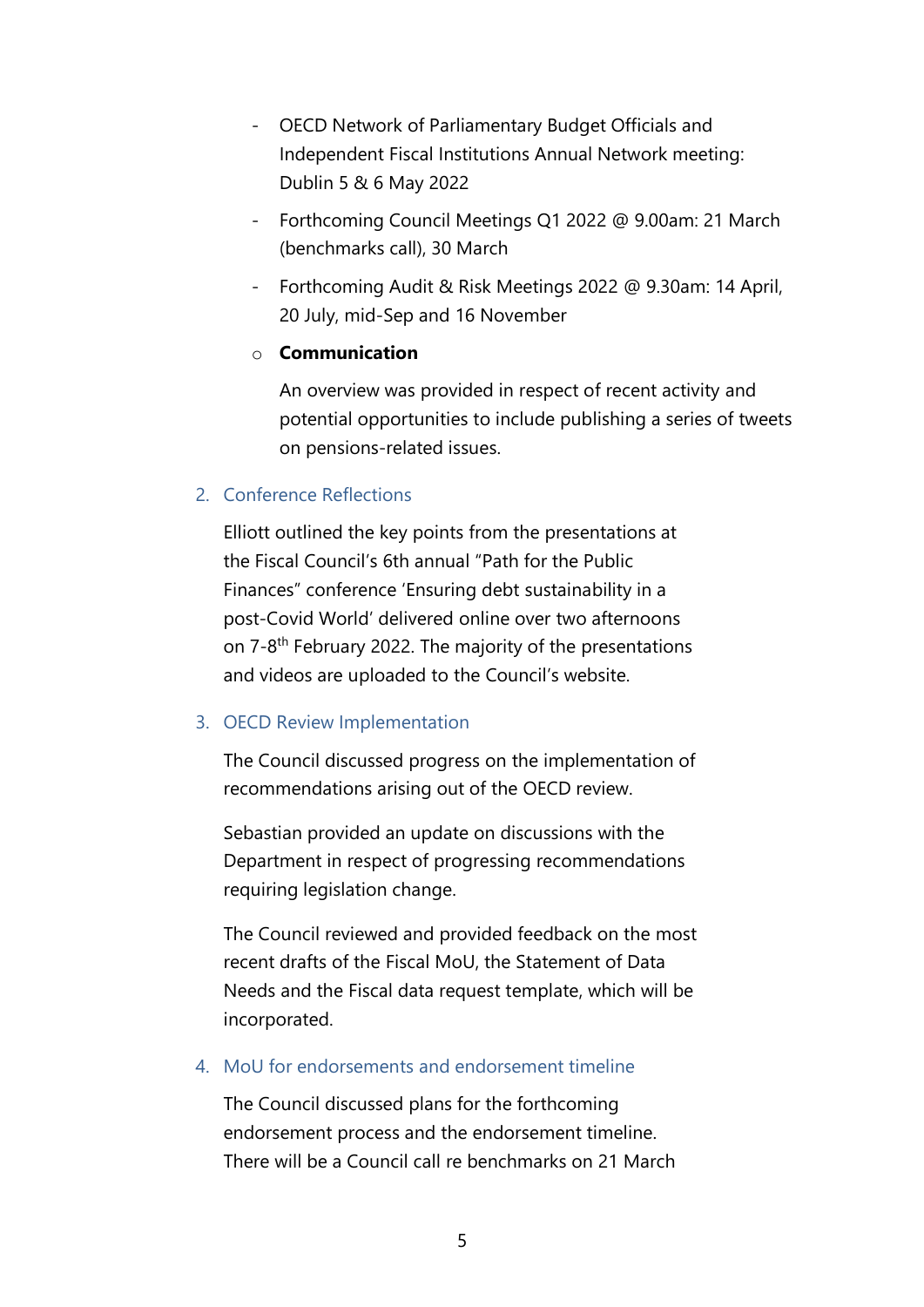- OECD Network of Parliamentary Budget Officials and Independent Fiscal Institutions Annual Network meeting: Dublin 5 & 6 May 2022
- Forthcoming Council Meetings Q1 2022 @ 9.00am: 21 March (benchmarks call), 30 March
- Forthcoming Audit & Risk Meetings 2022 @ 9.30am: 14 April, 20 July, mid-Sep and 16 November

  - **Communication**

    An overview was provided in respect of recent activity and potential opportunities to include publishing a series of tweets on pensions-related issues.

## 2. Conference Reflections

Elliott outlined the key points from the presentations at the Fiscal Council's 6th annual "Path for the Public Finances" conference 'Ensuring debt sustainability in a post-Covid World' delivered online over two afternoons on 7-8th February 2022. The majority of the presentations and videos are uploaded to the Council's website.

## 3. OECD Review Implementation

The Council discussed progress on the implementation of recommendations arising out of the OECD review.

Sebastian provided an update on discussions with the Department in respect of progressing recommendations requiring legislation change.

The Council reviewed and provided feedback on the most recent drafts of the Fiscal MoU, the Statement of Data Needs and the Fiscal data request template, which will be incorporated.

## 4. MoU for endorsements and endorsement timeline

The Council discussed plans for the forthcoming endorsement process and the endorsement timeline. There will be a Council call re benchmarks on 21 March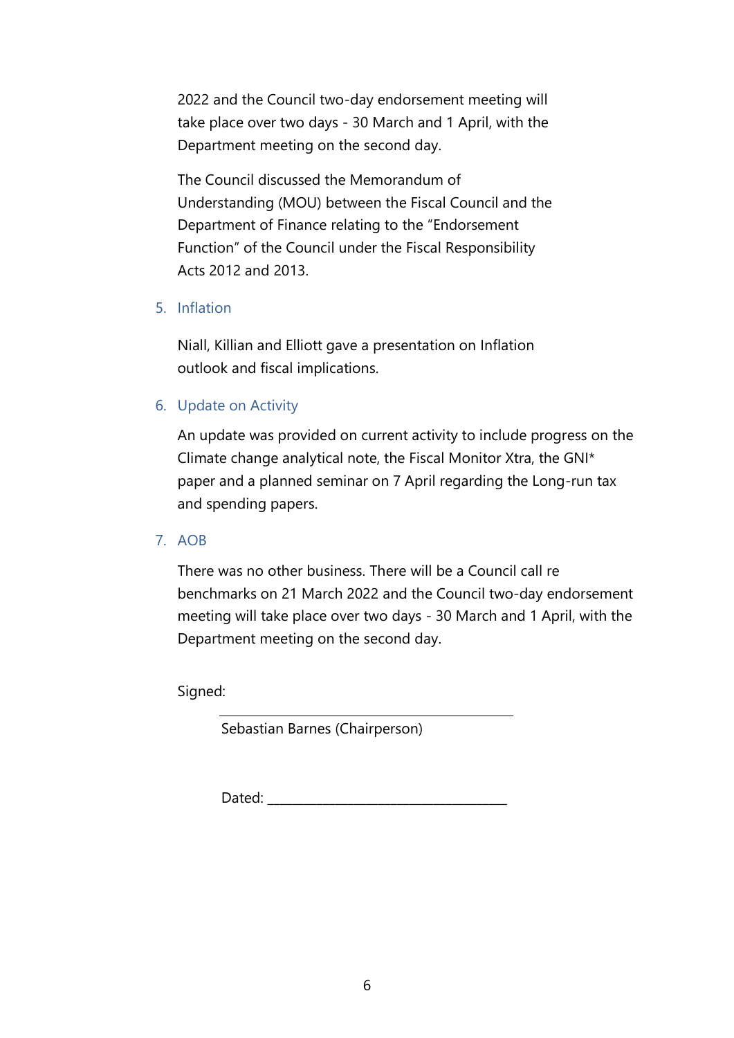2022 and the Council two-day endorsement meeting will take place over two days - 30 March and 1 April, with the Department meeting on the second day.

The Council discussed the Memorandum of Understanding (MOU) between the Fiscal Council and the Department of Finance relating to the "Endorsement Function" of the Council under the Fiscal Responsibility Acts 2012 and 2013.

## 5. Inflation

Niall, Killian and Elliott gave a presentation on Inflation outlook and fiscal implications.

## 6. Update on Activity

An update was provided on current activity to include progress on the Climate change analytical note, the Fiscal Monitor Xtra, the GNI* paper and a planned seminar on 7 April regarding the Long-run tax and spending papers.

## 7. AOB

There was no other business. There will be a Council call re benchmarks on 21 March 2022 and the Council two-day endorsement meeting will take place over two days - 30 March and 1 April, with the Department meeting on the second day.

Signed:

\_\_\_\_\_\_\_\_\_\_\_\_\_\_\_\_\_\_\_\_\_\_\_\_\_\_\_\_\_\_\_\_\_\_\_\_

Sebastian Barnes (Chairperson)

Dated: \_\_\_\_\_\_\_\_\_\_\_\_\_\_\_\_\_\_\_\_\_\_\_\_\_\_\_\_\_\_\_\_